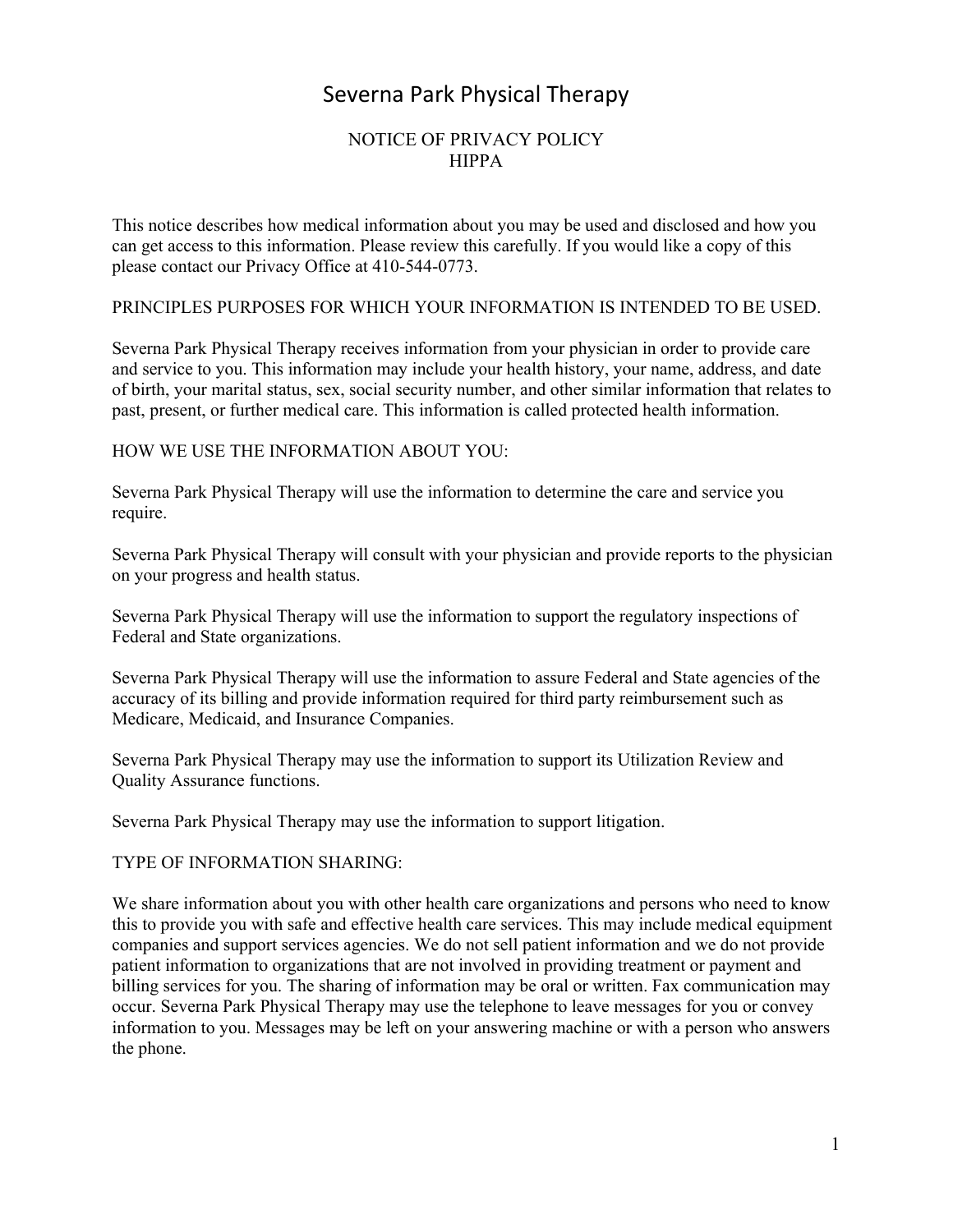# Severna Park Physical Therapy

## NOTICE OF PRIVACY POLICY
## HIPPA

This notice describes how medical information about you may be used and disclosed and how you can get access to this information. Please review this carefully. If you would like a copy of this please contact our Privacy Office at 410-544-0773.

PRINCIPLES PURPOSES FOR WHICH YOUR INFORMATION IS INTENDED TO BE USED.

Severna Park Physical Therapy receives information from your physician in order to provide care and service to you. This information may include your health history, your name, address, and date of birth, your marital status, sex, social security number, and other similar information that relates to past, present, or further medical care. This information is called protected health information.

HOW WE USE THE INFORMATION ABOUT YOU:

Severna Park Physical Therapy will use the information to determine the care and service you require.

Severna Park Physical Therapy will consult with your physician and provide reports to the physician on your progress and health status.

Severna Park Physical Therapy will use the information to support the regulatory inspections of Federal and State organizations.

Severna Park Physical Therapy will use the information to assure Federal and State agencies of the accuracy of its billing and provide information required for third party reimbursement such as Medicare, Medicaid, and Insurance Companies.

Severna Park Physical Therapy may use the information to support its Utilization Review and Quality Assurance functions.

Severna Park Physical Therapy may use the information to support litigation.

TYPE OF INFORMATION SHARING:

We share information about you with other health care organizations and persons who need to know this to provide you with safe and effective health care services. This may include medical equipment companies and support services agencies. We do not sell patient information and we do not provide patient information to organizations that are not involved in providing treatment or payment and billing services for you. The sharing of information may be oral or written. Fax communication may occur. Severna Park Physical Therapy may use the telephone to leave messages for you or convey information to you. Messages may be left on your answering machine or with a person who answers the phone.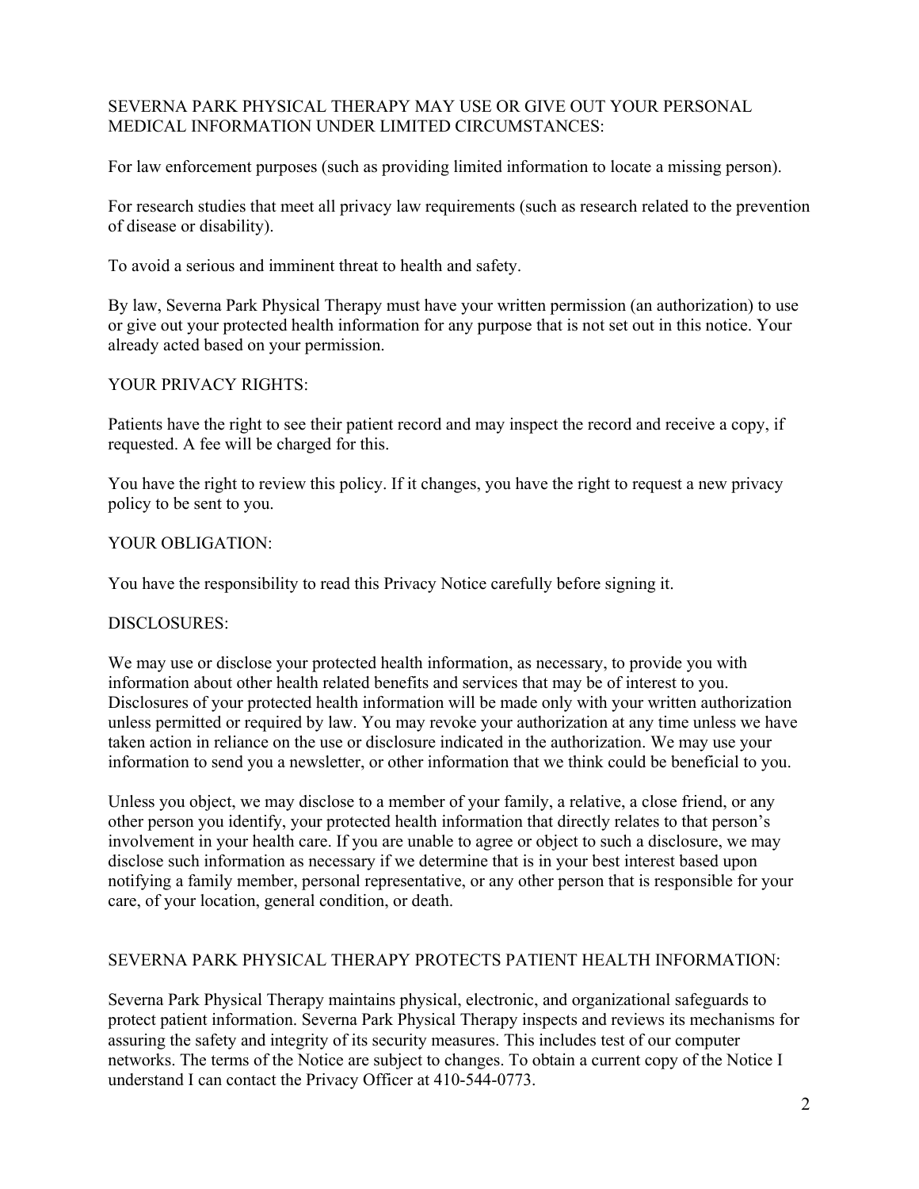SEVERNA PARK PHYSICAL THERAPY MAY USE OR GIVE OUT YOUR PERSONAL MEDICAL INFORMATION UNDER LIMITED CIRCUMSTANCES:

For law enforcement purposes (such as providing limited information to locate a missing person).

For research studies that meet all privacy law requirements (such as research related to the prevention of disease or disability).

To avoid a serious and imminent threat to health and safety.

By law, Severna Park Physical Therapy must have your written permission (an authorization) to use or give out your protected health information for any purpose that is not set out in this notice. Your already acted based on your permission.

YOUR PRIVACY RIGHTS:

Patients have the right to see their patient record and may inspect the record and receive a copy, if requested. A fee will be charged for this.

You have the right to review this policy. If it changes, you have the right to request a new privacy policy to be sent to you.

YOUR OBLIGATION:

You have the responsibility to read this Privacy Notice carefully before signing it.

DISCLOSURES:

We may use or disclose your protected health information, as necessary, to provide you with information about other health related benefits and services that may be of interest to you. Disclosures of your protected health information will be made only with your written authorization unless permitted or required by law. You may revoke your authorization at any time unless we have taken action in reliance on the use or disclosure indicated in the authorization. We may use your information to send you a newsletter, or other information that we think could be beneficial to you.

Unless you object, we may disclose to a member of your family, a relative, a close friend, or any other person you identify, your protected health information that directly relates to that person's involvement in your health care. If you are unable to agree or object to such a disclosure, we may disclose such information as necessary if we determine that is in your best interest based upon notifying a family member, personal representative, or any other person that is responsible for your care, of your location, general condition, or death.

SEVERNA PARK PHYSICAL THERAPY PROTECTS PATIENT HEALTH INFORMATION:

Severna Park Physical Therapy maintains physical, electronic, and organizational safeguards to protect patient information. Severna Park Physical Therapy inspects and reviews its mechanisms for assuring the safety and integrity of its security measures. This includes test of our computer networks. The terms of the Notice are subject to changes. To obtain a current copy of the Notice I understand I can contact the Privacy Officer at 410-544-0773.